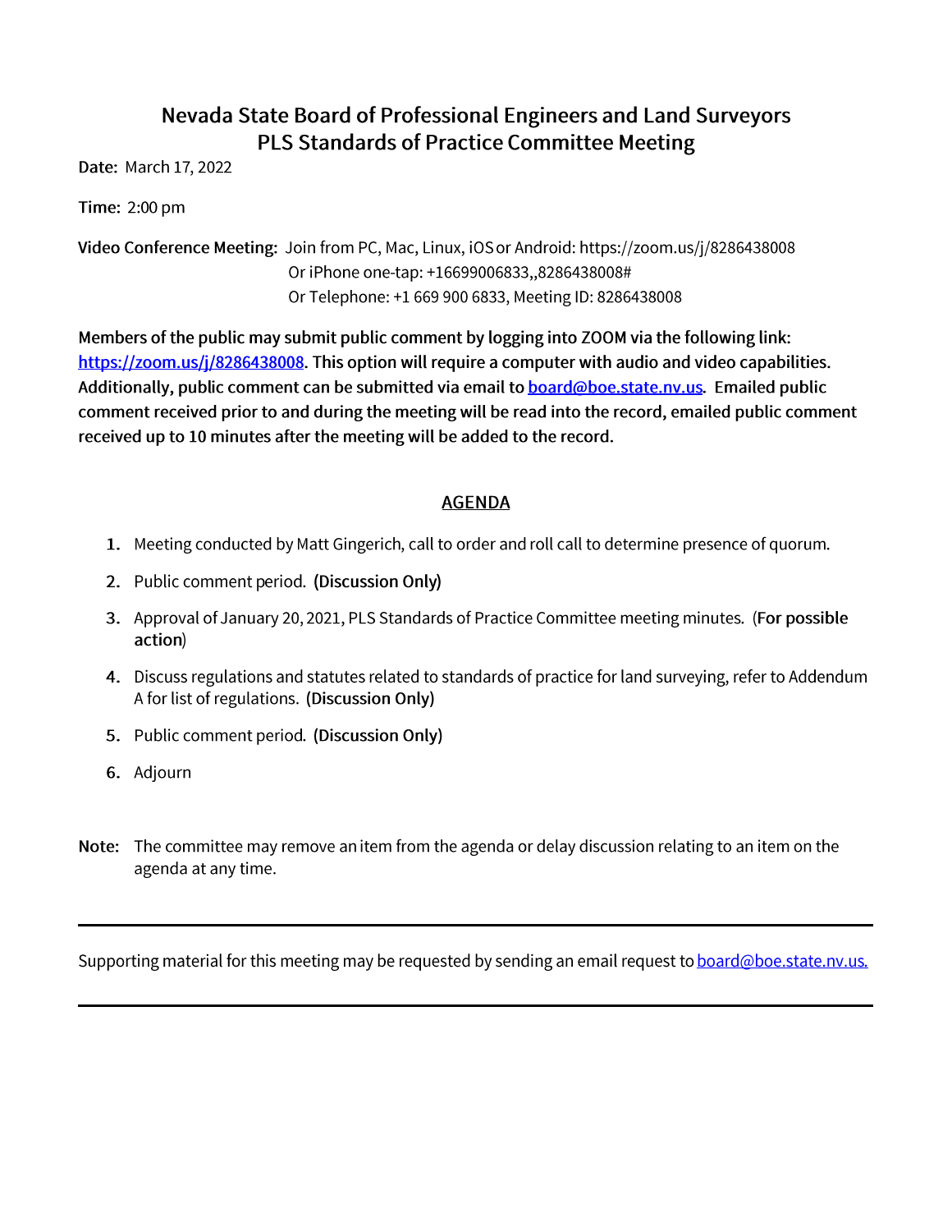# Nevada State Board of Professional Engineers and Land Surveyors
## PLS Standards of Practice Committee Meeting

**Date:** March 17, 2022

**Time:** 2:00 pm

**Video Conference Meeting:** Join from PC, Mac, Linux, iOS or Android: https://zoom.us/j/8286438008
Or iPhone one-tap: +16699006833,,8286438008#
Or Telephone: +1 669 900 6833, Meeting ID: 8286438008

**Members of the public may submit public comment by logging into ZOOM via the following link: https://zoom.us/j/8286438008. This option will require a computer with audio and video capabilities. Additionally, public comment can be submitted via email to board@boe.state.nv.us. Emailed public comment received prior to and during the meeting will be read into the record, emailed public comment received up to 10 minutes after the meeting will be added to the record.**

## AGENDA

1. Meeting conducted by Matt Gingerich, call to order and roll call to determine presence of quorum.
2. Public comment period. **(Discussion Only)**
3. Approval of January 20, 2021, PLS Standards of Practice Committee meeting minutes. (**For possible action**)
4. Discuss regulations and statutes related to standards of practice for land surveying, refer to Addendum A for list of regulations. **(Discussion Only)**
5. Public comment period. **(Discussion Only)**
6. Adjourn

**Note:** The committee may remove an item from the agenda or delay discussion relating to an item on the agenda at any time.

---

Supporting material for this meeting may be requested by sending an email request to board@boe.state.nv.us.

---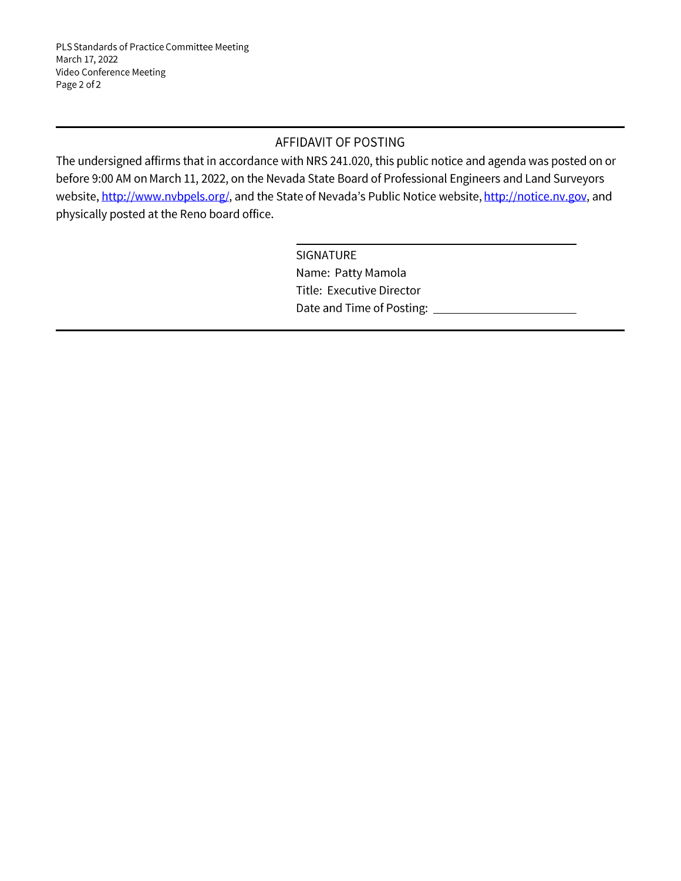## AFFIDAVIT OF POSTING

The undersigned affirms that in accordance with NRS 241.020, this public notice and agenda was posted on or before 9:00 AM on March 11, 2022, on the Nevada State Board of Professional Engineers and Land Surveyors website, http://www.nvbpels.org/, and the State of Nevada's Public Notice website, http://notice.nv.gov, and physically posted at the Reno board office.

SIGNATURE
Name: Patty Mamola
Title: Executive Director
Date and Time of Posting: ______________________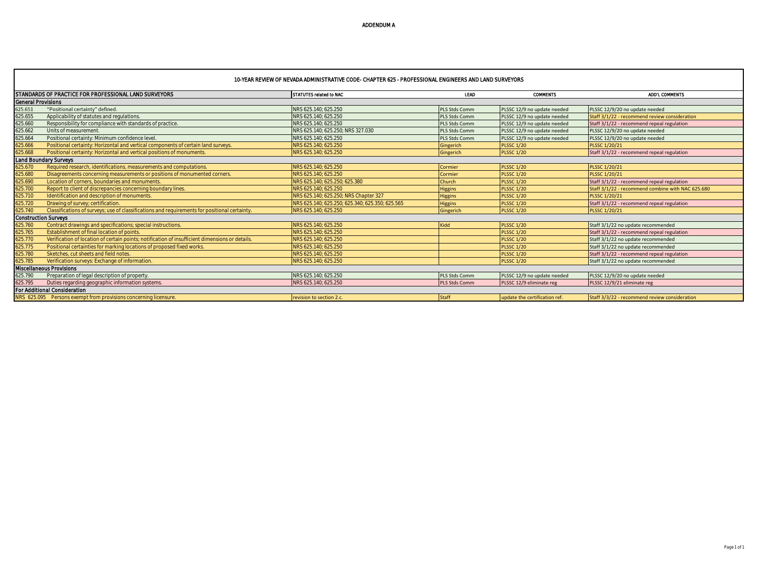ADDENDUM A

## 10-YEAR REVIEW OF NEVADA ADMINISTRATIVE CODE- CHAPTER 625 - PROFESSIONAL ENGINEERS AND LAND SURVEYORS

| STANDARDS OF PRACTICE FOR PROFESSIONAL LAND SURVEYORS | | STATUTES related to NAC | LEAD | COMMENTS | ADD'L COMMENTS |
|---|---|---|---|---|---|
| **General Provisions** | | | | | |
| 625.651 | "Positional certainty" defined. | NRS 625.140; 625.250 | PLS Stds Comm | PLSSC 12/9 no update needed | PLSSC 12/9/20 no update needed |
| 625.655 | Applicability of statutes and regulations. | NRS 625.140; 625.250 | PLS Stds Comm | PLSSC 12/9 no update needed | Staff 3/1/22 - recommend review consideration |
| 625.660 | Responsibility for compliance with standards of practice. | NRS 625.140; 625.250 | PLS Stds Comm | PLSSC 12/9 no update needed | Staff 3/1/22 - recommend repeal regulation |
| 625.662 | Units of measurement. | NRS 625.140; 625.250; NRS 327.030 | PLS Stds Comm | PLSSC 12/9 no update needed | PLSSC 12/9/20 no update needed |
| 625.664 | Positional certainty: Minimum confidence level. | NRS 625.140; 625.250 | PLS Stds Comm | PLSSC 12/9 no update needed | PLSSC 12/9/20 no update needed |
| 625.666 | Positional certainty: Horizontal and vertical components of certain land surveys. | NRS 625.140; 625.250 | Gingerich | PLSSC 1/20 | PLSSC 1/20/21 |
| 625.668 | Positional certainty: Horizontal and vertical positions of monuments. | NRS 625.140; 625.250 | Gingerich | PLSSC 1/20 | Staff 3/1/22 - recommend repeal regulation |
| **Land Boundary Surveys** | | | | | |
| 625.670 | Required research, identifications, measurements and computations. | NRS 625.140; 625.250 | Cormier | PLSSC 1/20 | PLSSC 1/20/21 |
| 625.680 | Disagreements concerning measurements or positions of monumented corners. | NRS 625.140; 625.250 | Cormier | PLSSC 1/20 | PLSSC 1/20/21 |
| 625.690 | Location of corners, boundaries and monuments. | NRS 625.140; 625.250; 625.380 | Church | PLSSC 1/20 | Staff 3/1/22 - recommend repeal regulation |
| 625.700 | Report to client of discrepancies concerning boundary lines. | NRS 625.140; 625.250 | Higgins | PLSSC 1/20 | Staff 3/1/22 - recommend combine with NAC 625.680 |
| 625.710 | Identification and description of monuments. | NRS 625.140; 625.250; NRS Chapter 327 | Higgins | PLSSC 1/20 | PLSSC 1/20/21 |
| 625.720 | Drawing of survey; certification. | NRS 625.140; 625.250; 625.340; 625.350; 625.565 | Higgins | PLSSC 1/20 | Staff 3/1/22 - recommend repeal regulation |
| 625.740 | Classifications of surveys; use of classifications and requirements for positional certainty. | NRS 625.140; 625.250 | Gingerich | PLSSC 1/20 | PLSSC 1/20/21 |
| **Construction Surveys** | | | | | |
| 625.760 | Contract drawings and specifications; special instructions. | NRS 625.140; 625.250 | Kidd | PLSSC 1/20 | Staff 3/1/22 no update recommended |
| 625.765 | Establishment of final location of points. | NRS 625.140; 625.250 | | PLSSC 1/20 | Staff 3/1/22 - recommend repeal regulation |
| 625.770 | Verification of location of certain points; notification of insufficient dimensions or details. | NRS 625.140; 625.250 | | PLSSC 1/20 | Staff 3/1/22 no update recommended |
| 625.775 | Positional certainties for marking locations of proposed fixed works. | NRS 625.140; 625.250 | | PLSSC 1/20 | Staff 3/1/22 no update recommended |
| 625.780 | Sketches, cut sheets and field notes. | NRS 625.140; 625.250 | | PLSSC 1/20 | Staff 3/1/22 - recommend repeal regulation |
| 625.785 | Verification surveys: Exchange of information. | NRS 625.140; 625.250 | | PLSSC 1/20 | Staff 3/1/22 no update recommended |
| **Miscellaneous Provisions** | | | | | |
| 625.790 | Preparation of legal description of property. | NRS 625.140; 625.250 | PLS Stds Comm | PLSSC 12/9 no update needed | PLSSC 12/9/20 no update needed |
| 625.795 | Duties regarding geographic information systems. | NRS 625.140; 625.250 | PLS Stds Comm | PLSSC 12/9 eliminate reg | PLSSC 12/9/21 eliminate reg |
| **For Additional Consideration** | | | | | |
| NRS 625.095 | Persons exempt from provisions concerning licensure. | revision to section 2.c. | Staff | update the certification ref. | Staff 3/3/22 - recommend review consideration |